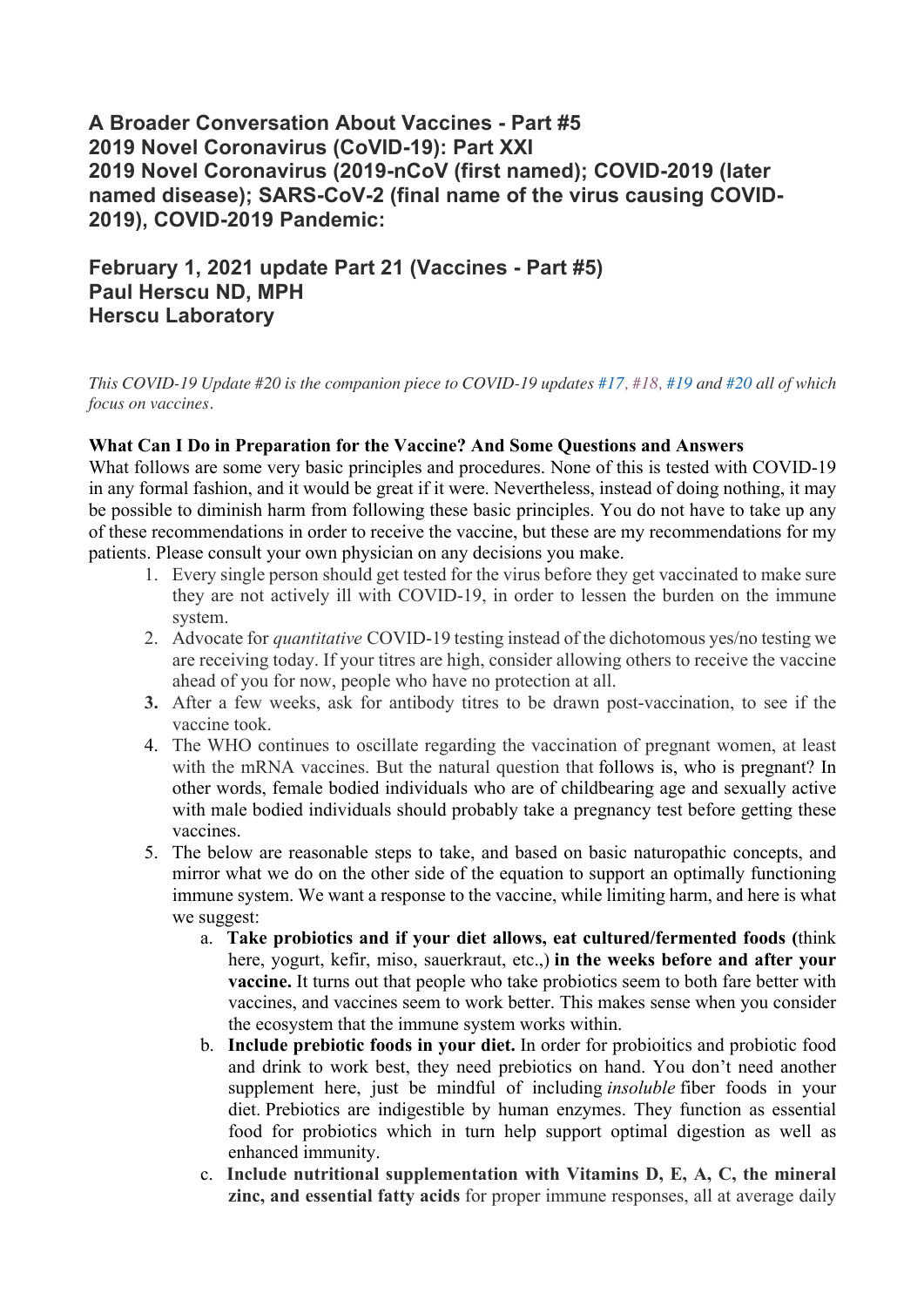# A Broader Conversation About Vaccines - Part #5
# 2019 Novel Coronavirus (CoVID-19): Part XXI
# 2019 Novel Coronavirus (2019-nCoV (first named); COVID-2019 (later named disease); SARS-CoV-2 (final name of the virus causing COVID-2019), COVID-2019 Pandemic:

## February 1, 2021 update Part 21 (Vaccines - Part #5)
## Paul Herscu ND, MPH
## Herscu Laboratory

*This COVID-19 Update #20 is the companion piece to COVID-19 updates #17, #18, #19 and #20 all of which focus on vaccines.*

**What Can I Do in Preparation for the Vaccine? And Some Questions and Answers**

What follows are some very basic principles and procedures. None of this is tested with COVID-19 in any formal fashion, and it would be great if it were. Nevertheless, instead of doing nothing, it may be possible to diminish harm from following these basic principles. You do not have to take up any of these recommendations in order to receive the vaccine, but these are my recommendations for my patients. Please consult your own physician on any decisions you make.

1. Every single person should get tested for the virus before they get vaccinated to make sure they are not actively ill with COVID-19, in order to lessen the burden on the immune system.
2. Advocate for *quantitative* COVID-19 testing instead of the dichotomous yes/no testing we are receiving today. If your titres are high, consider allowing others to receive the vaccine ahead of you for now, people who have no protection at all.
3. After a few weeks, ask for antibody titres to be drawn post-vaccination, to see if the vaccine took.
4. The WHO continues to oscillate regarding the vaccination of pregnant women, at least with the mRNA vaccines. But the natural question that follows is, who is pregnant? In other words, female bodied individuals who are of childbearing age and sexually active with male bodied individuals should probably take a pregnancy test before getting these vaccines.
5. The below are reasonable steps to take, and based on basic naturopathic concepts, and mirror what we do on the other side of the equation to support an optimally functioning immune system. We want a response to the vaccine, while limiting harm, and here is what we suggest:
   a. **Take probiotics and if your diet allows, eat cultured/fermented foods (**think here, yogurt, kefir, miso, sauerkraut, etc.,) **in the weeks before and after your vaccine.** It turns out that people who take probiotics seem to both fare better with vaccines, and vaccines seem to work better. This makes sense when you consider the ecosystem that the immune system works within.
   b. **Include prebiotic foods in your diet.** In order for probioitics and probiotic food and drink to work best, they need prebiotics on hand. You don't need another supplement here, just be mindful of including *insoluble* fiber foods in your diet. Prebiotics are indigestible by human enzymes. They function as essential food for probiotics which in turn help support optimal digestion as well as enhanced immunity.
   c. **Include nutritional supplementation with Vitamins D, E, A, C, the mineral zinc, and essential fatty acids** for proper immune responses, all at average daily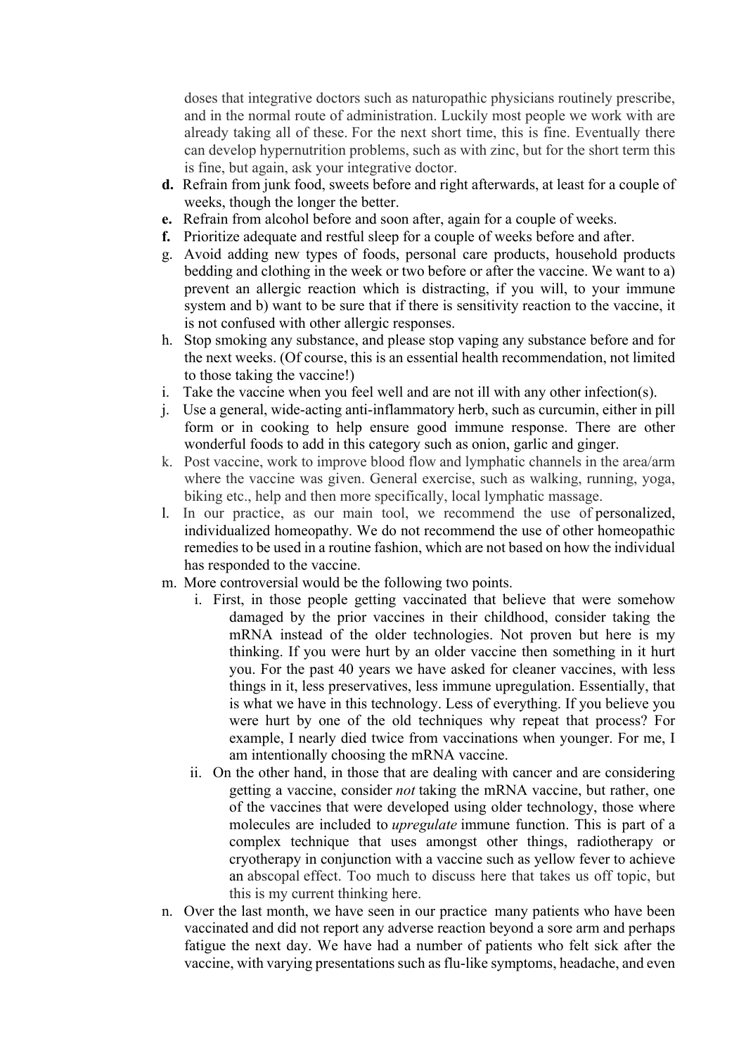doses that integrative doctors such as naturopathic physicians routinely prescribe, and in the normal route of administration. Luckily most people we work with are already taking all of these. For the next short time, this is fine. Eventually there can develop hypernutrition problems, such as with zinc, but for the short term this is fine, but again, ask your integrative doctor.

- **d.** Refrain from junk food, sweets before and right afterwards, at least for a couple of weeks, though the longer the better.
- **e.** Refrain from alcohol before and soon after, again for a couple of weeks.
- **f.** Prioritize adequate and restful sleep for a couple of weeks before and after.
- g. Avoid adding new types of foods, personal care products, household products bedding and clothing in the week or two before or after the vaccine. We want to a) prevent an allergic reaction which is distracting, if you will, to your immune system and b) want to be sure that if there is sensitivity reaction to the vaccine, it is not confused with other allergic responses.
- h. Stop smoking any substance, and please stop vaping any substance before and for the next weeks. (Of course, this is an essential health recommendation, not limited to those taking the vaccine!)
- i. Take the vaccine when you feel well and are not ill with any other infection(s).
- j. Use a general, wide-acting anti-inflammatory herb, such as curcumin, either in pill form or in cooking to help ensure good immune response. There are other wonderful foods to add in this category such as onion, garlic and ginger.
- k. Post vaccine, work to improve blood flow and lymphatic channels in the area/arm where the vaccine was given. General exercise, such as walking, running, yoga, biking etc., help and then more specifically, local lymphatic massage.
- l. In our practice, as our main tool, we recommend the use of personalized, individualized homeopathy. We do not recommend the use of other homeopathic remedies to be used in a routine fashion, which are not based on how the individual has responded to the vaccine.
- m. More controversial would be the following two points.
    - i. First, in those people getting vaccinated that believe that were somehow damaged by the prior vaccines in their childhood, consider taking the mRNA instead of the older technologies. Not proven but here is my thinking. If you were hurt by an older vaccine then something in it hurt you. For the past 40 years we have asked for cleaner vaccines, with less things in it, less preservatives, less immune upregulation. Essentially, that is what we have in this technology. Less of everything. If you believe you were hurt by one of the old techniques why repeat that process? For example, I nearly died twice from vaccinations when younger. For me, I am intentionally choosing the mRNA vaccine.
    - ii. On the other hand, in those that are dealing with cancer and are considering getting a vaccine, consider *not* taking the mRNA vaccine, but rather, one of the vaccines that were developed using older technology, those where molecules are included to *upregulate* immune function. This is part of a complex technique that uses amongst other things, radiotherapy or cryotherapy in conjunction with a vaccine such as yellow fever to achieve an abscopal effect. Too much to discuss here that takes us off topic, but this is my current thinking here.
- n. Over the last month, we have seen in our practice many patients who have been vaccinated and did not report any adverse reaction beyond a sore arm and perhaps fatigue the next day. We have had a number of patients who felt sick after the vaccine, with varying presentations such as flu-like symptoms, headache, and even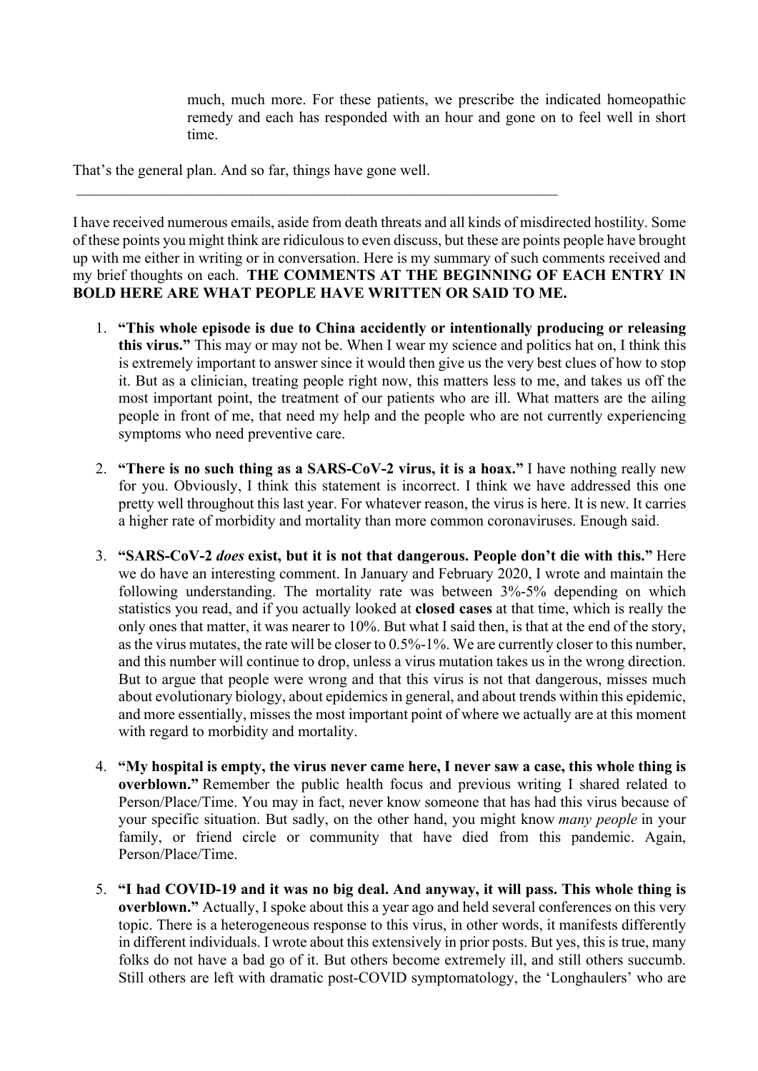much, much more. For these patients, we prescribe the indicated homeopathic remedy and each has responded with an hour and gone on to feel well in short time.

That's the general plan. And so far, things have gone well.

---

I have received numerous emails, aside from death threats and all kinds of misdirected hostility. Some of these points you might think are ridiculous to even discuss, but these are points people have brought up with me either in writing or in conversation. Here is my summary of such comments received and my brief thoughts on each. **THE COMMENTS AT THE BEGINNING OF EACH ENTRY IN BOLD HERE ARE WHAT PEOPLE HAVE WRITTEN OR SAID TO ME.**

1. **"This whole episode is due to China accidently or intentionally producing or releasing this virus."** This may or may not be. When I wear my science and politics hat on, I think this is extremely important to answer since it would then give us the very best clues of how to stop it. But as a clinician, treating people right now, this matters less to me, and takes us off the most important point, the treatment of our patients who are ill. What matters are the ailing people in front of me, that need my help and the people who are not currently experiencing symptoms who need preventive care.

2. **"There is no such thing as a SARS-CoV-2 virus, it is a hoax."** I have nothing really new for you. Obviously, I think this statement is incorrect. I think we have addressed this one pretty well throughout this last year. For whatever reason, the virus is here. It is new. It carries a higher rate of morbidity and mortality than more common coronaviruses. Enough said.

3. **"SARS-CoV-2 *does* exist, but it is not that dangerous. People don't die with this."** Here we do have an interesting comment. In January and February 2020, I wrote and maintain the following understanding. The mortality rate was between 3%-5% depending on which statistics you read, and if you actually looked at **closed cases** at that time, which is really the only ones that matter, it was nearer to 10%. But what I said then, is that at the end of the story, as the virus mutates, the rate will be closer to 0.5%-1%. We are currently closer to this number, and this number will continue to drop, unless a virus mutation takes us in the wrong direction. But to argue that people were wrong and that this virus is not that dangerous, misses much about evolutionary biology, about epidemics in general, and about trends within this epidemic, and more essentially, misses the most important point of where we actually are at this moment with regard to morbidity and mortality.

4. **"My hospital is empty, the virus never came here, I never saw a case, this whole thing is overblown."** Remember the public health focus and previous writing I shared related to Person/Place/Time. You may in fact, never know someone that has had this virus because of your specific situation. But sadly, on the other hand, you might know *many people* in your family, or friend circle or community that have died from this pandemic. Again, Person/Place/Time.

5. **"I had COVID-19 and it was no big deal. And anyway, it will pass. This whole thing is overblown."** Actually, I spoke about this a year ago and held several conferences on this very topic. There is a heterogeneous response to this virus, in other words, it manifests differently in different individuals. I wrote about this extensively in prior posts. But yes, this is true, many folks do not have a bad go of it. But others become extremely ill, and still others succumb. Still others are left with dramatic post-COVID symptomatology, the 'Longhaulers' who are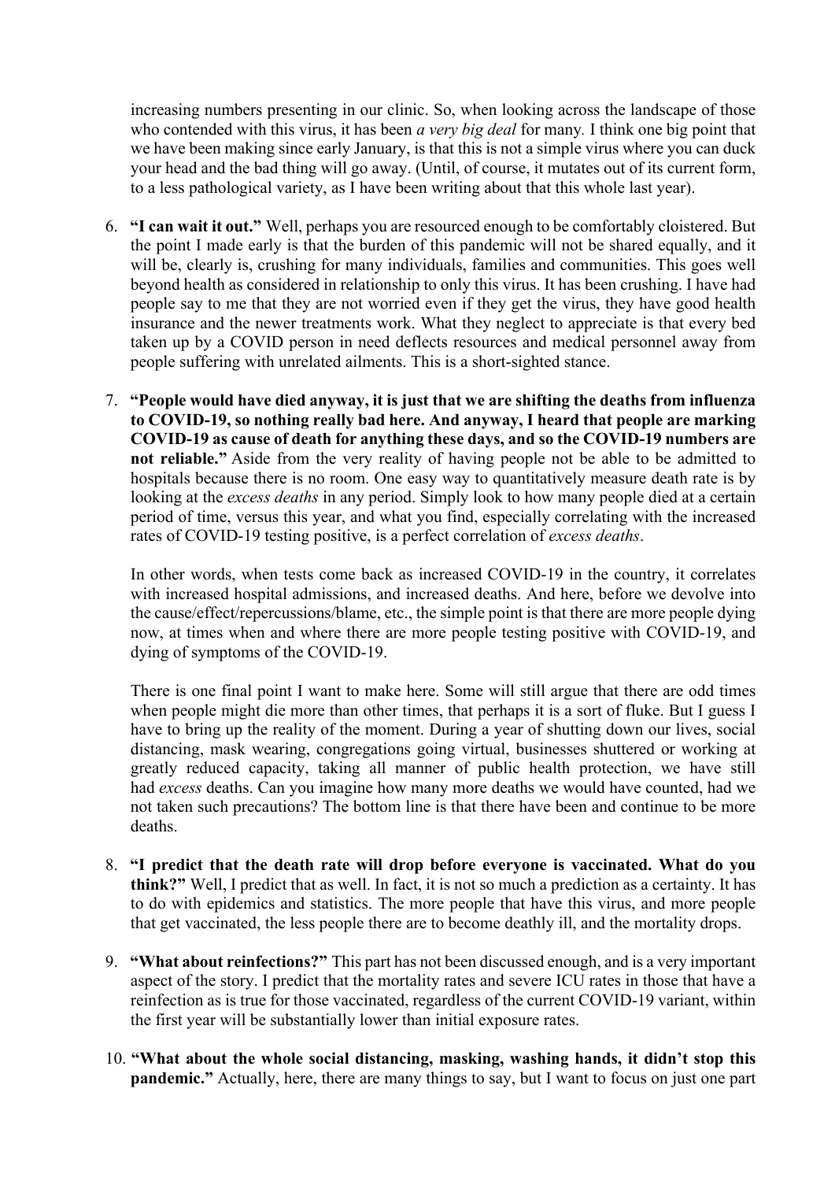increasing numbers presenting in our clinic. So, when looking across the landscape of those who contended with this virus, it has been *a very big deal* for many. I think one big point that we have been making since early January, is that this is not a simple virus where you can duck your head and the bad thing will go away. (Until, of course, it mutates out of its current form, to a less pathological variety, as I have been writing about that this whole last year).

6. **"I can wait it out."** Well, perhaps you are resourced enough to be comfortably cloistered. But the point I made early is that the burden of this pandemic will not be shared equally, and it will be, clearly is, crushing for many individuals, families and communities. This goes well beyond health as considered in relationship to only this virus. It has been crushing. I have had people say to me that they are not worried even if they get the virus, they have good health insurance and the newer treatments work. What they neglect to appreciate is that every bed taken up by a COVID person in need deflects resources and medical personnel away from people suffering with unrelated ailments. This is a short-sighted stance.

7. **"People would have died anyway, it is just that we are shifting the deaths from influenza to COVID-19, so nothing really bad here. And anyway, I heard that people are marking COVID-19 as cause of death for anything these days, and so the COVID-19 numbers are not reliable."** Aside from the very reality of having people not be able to be admitted to hospitals because there is no room. One easy way to quantitatively measure death rate is by looking at the *excess deaths* in any period. Simply look to how many people died at a certain period of time, versus this year, and what you find, especially correlating with the increased rates of COVID-19 testing positive, is a perfect correlation of *excess deaths*.

   In other words, when tests come back as increased COVID-19 in the country, it correlates with increased hospital admissions, and increased deaths. And here, before we devolve into the cause/effect/repercussions/blame, etc., the simple point is that there are more people dying now, at times when and where there are more people testing positive with COVID-19, and dying of symptoms of the COVID-19.

   There is one final point I want to make here. Some will still argue that there are odd times when people might die more than other times, that perhaps it is a sort of fluke. But I guess I have to bring up the reality of the moment. During a year of shutting down our lives, social distancing, mask wearing, congregations going virtual, businesses shuttered or working at greatly reduced capacity, taking all manner of public health protection, we have still had *excess* deaths. Can you imagine how many more deaths we would have counted, had we not taken such precautions? The bottom line is that there have been and continue to be more deaths.

8. **"I predict that the death rate will drop before everyone is vaccinated. What do you think?"** Well, I predict that as well. In fact, it is not so much a prediction as a certainty. It has to do with epidemics and statistics. The more people that have this virus, and more people that get vaccinated, the less people there are to become deathly ill, and the mortality drops.

9. **"What about reinfections?"** This part has not been discussed enough, and is a very important aspect of the story. I predict that the mortality rates and severe ICU rates in those that have a reinfection as is true for those vaccinated, regardless of the current COVID-19 variant, within the first year will be substantially lower than initial exposure rates.

10. **"What about the whole social distancing, masking, washing hands, it didn't stop this pandemic."** Actually, here, there are many things to say, but I want to focus on just one part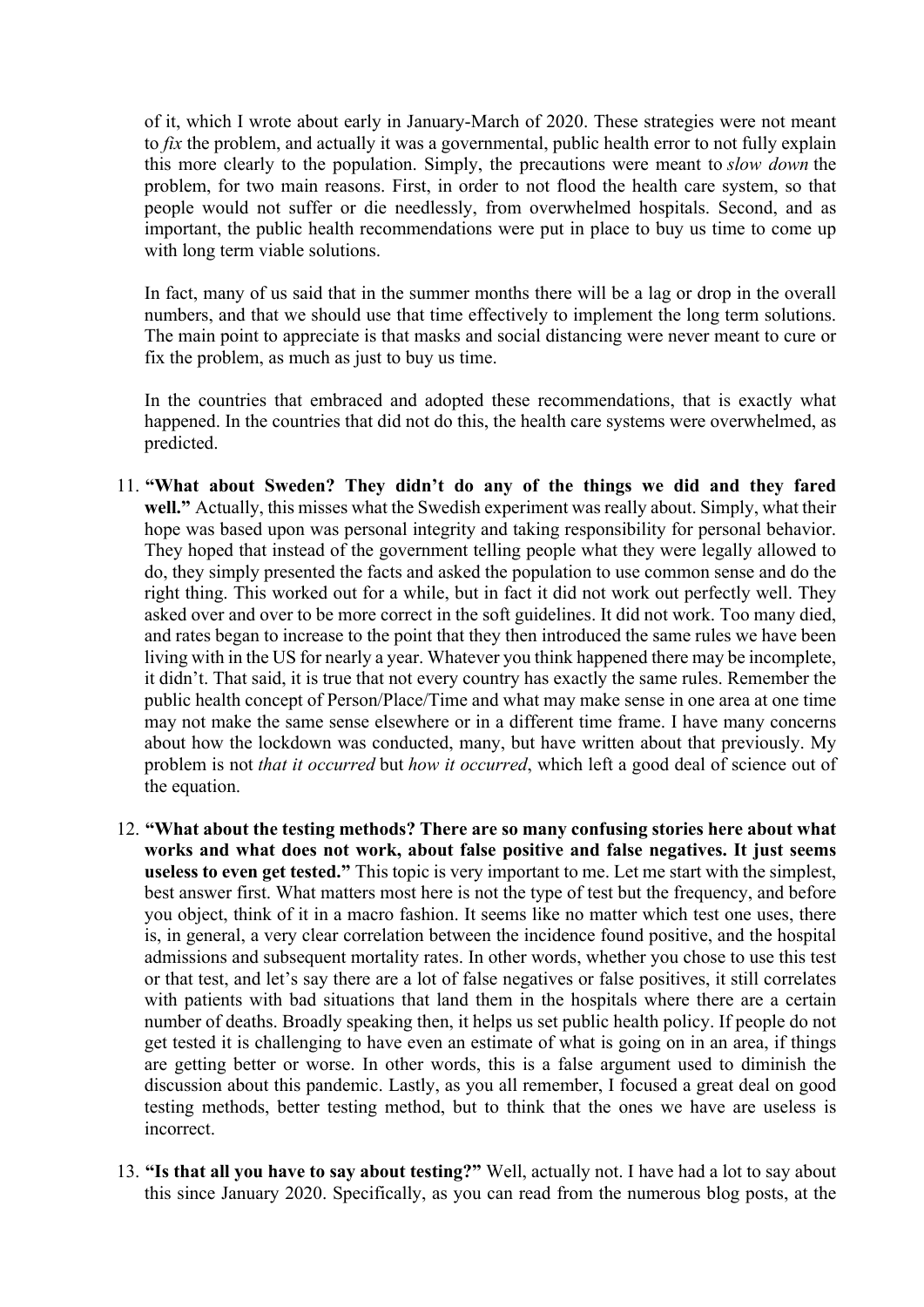of it, which I wrote about early in January-March of 2020. These strategies were not meant to *fix* the problem, and actually it was a governmental, public health error to not fully explain this more clearly to the population. Simply, the precautions were meant to *slow down* the problem, for two main reasons. First, in order to not flood the health care system, so that people would not suffer or die needlessly, from overwhelmed hospitals. Second, and as important, the public health recommendations were put in place to buy us time to come up with long term viable solutions.

In fact, many of us said that in the summer months there will be a lag or drop in the overall numbers, and that we should use that time effectively to implement the long term solutions. The main point to appreciate is that masks and social distancing were never meant to cure or fix the problem, as much as just to buy us time.

In the countries that embraced and adopted these recommendations, that is exactly what happened. In the countries that did not do this, the health care systems were overwhelmed, as predicted.

11. **"What about Sweden? They didn't do any of the things we did and they fared well."** Actually, this misses what the Swedish experiment was really about. Simply, what their hope was based upon was personal integrity and taking responsibility for personal behavior. They hoped that instead of the government telling people what they were legally allowed to do, they simply presented the facts and asked the population to use common sense and do the right thing. This worked out for a while, but in fact it did not work out perfectly well. They asked over and over to be more correct in the soft guidelines. It did not work. Too many died, and rates began to increase to the point that they then introduced the same rules we have been living with in the US for nearly a year. Whatever you think happened there may be incomplete, it didn't. That said, it is true that not every country has exactly the same rules. Remember the public health concept of Person/Place/Time and what may make sense in one area at one time may not make the same sense elsewhere or in a different time frame. I have many concerns about how the lockdown was conducted, many, but have written about that previously. My problem is not *that it occurred* but *how it occurred*, which left a good deal of science out of the equation.

12. **"What about the testing methods? There are so many confusing stories here about what works and what does not work, about false positive and false negatives. It just seems useless to even get tested."** This topic is very important to me. Let me start with the simplest, best answer first. What matters most here is not the type of test but the frequency, and before you object, think of it in a macro fashion. It seems like no matter which test one uses, there is, in general, a very clear correlation between the incidence found positive, and the hospital admissions and subsequent mortality rates. In other words, whether you chose to use this test or that test, and let's say there are a lot of false negatives or false positives, it still correlates with patients with bad situations that land them in the hospitals where there are a certain number of deaths. Broadly speaking then, it helps us set public health policy. If people do not get tested it is challenging to have even an estimate of what is going on in an area, if things are getting better or worse. In other words, this is a false argument used to diminish the discussion about this pandemic. Lastly, as you all remember, I focused a great deal on good testing methods, better testing method, but to think that the ones we have are useless is incorrect.

13. **"Is that all you have to say about testing?"** Well, actually not. I have had a lot to say about this since January 2020. Specifically, as you can read from the numerous blog posts, at the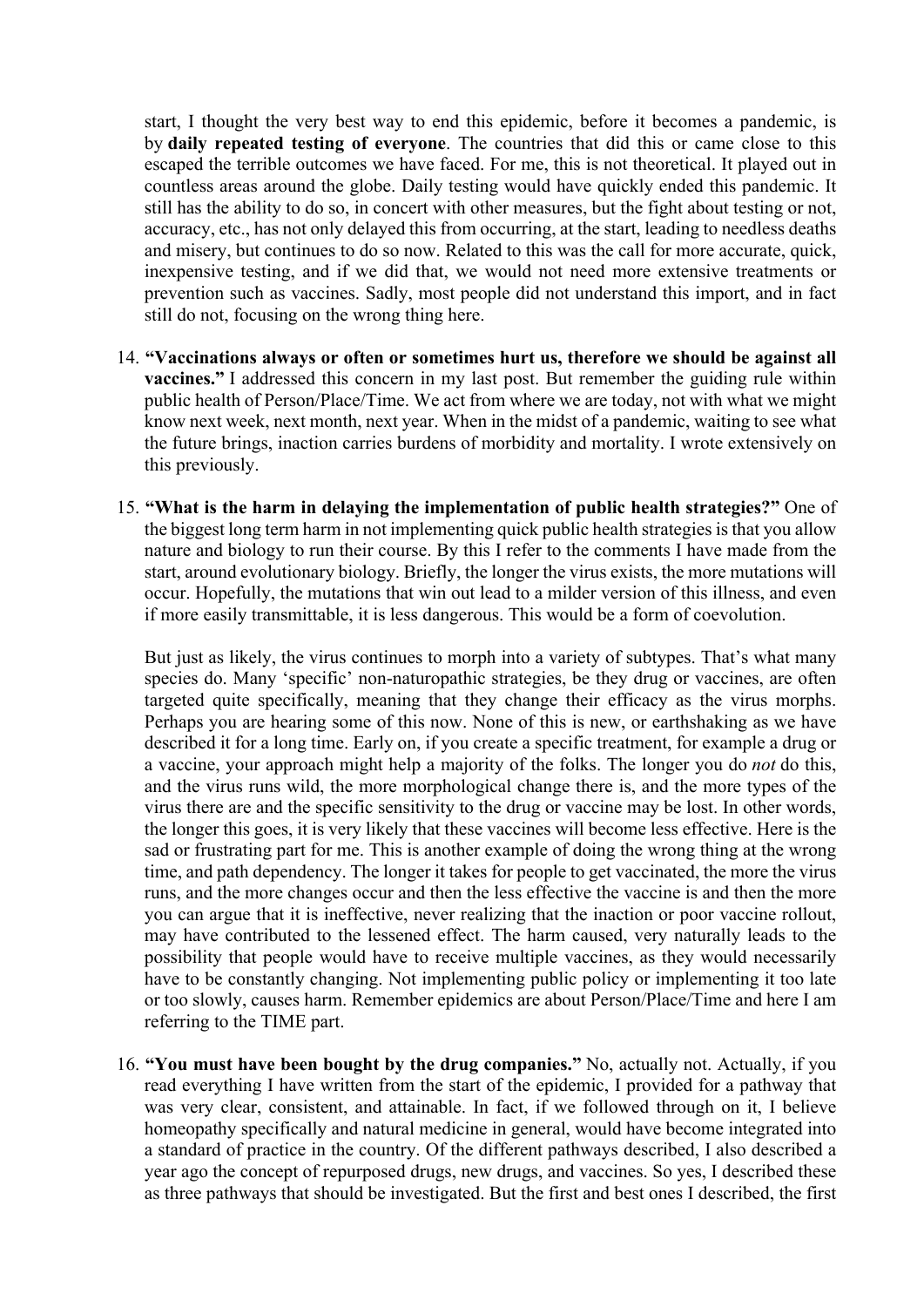start, I thought the very best way to end this epidemic, before it becomes a pandemic, is by **daily repeated testing of everyone**. The countries that did this or came close to this escaped the terrible outcomes we have faced. For me, this is not theoretical. It played out in countless areas around the globe. Daily testing would have quickly ended this pandemic. It still has the ability to do so, in concert with other measures, but the fight about testing or not, accuracy, etc., has not only delayed this from occurring, at the start, leading to needless deaths and misery, but continues to do so now. Related to this was the call for more accurate, quick, inexpensive testing, and if we did that, we would not need more extensive treatments or prevention such as vaccines. Sadly, most people did not understand this import, and in fact still do not, focusing on the wrong thing here.

14. **"Vaccinations always or often or sometimes hurt us, therefore we should be against all vaccines."** I addressed this concern in my last post. But remember the guiding rule within public health of Person/Place/Time. We act from where we are today, not with what we might know next week, next month, next year. When in the midst of a pandemic, waiting to see what the future brings, inaction carries burdens of morbidity and mortality. I wrote extensively on this previously.

15. **"What is the harm in delaying the implementation of public health strategies?"** One of the biggest long term harm in not implementing quick public health strategies is that you allow nature and biology to run their course. By this I refer to the comments I have made from the start, around evolutionary biology. Briefly, the longer the virus exists, the more mutations will occur. Hopefully, the mutations that win out lead to a milder version of this illness, and even if more easily transmittable, it is less dangerous. This would be a form of coevolution.

    But just as likely, the virus continues to morph into a variety of subtypes. That's what many species do. Many 'specific' non-naturopathic strategies, be they drug or vaccines, are often targeted quite specifically, meaning that they change their efficacy as the virus morphs. Perhaps you are hearing some of this now. None of this is new, or earthshaking as we have described it for a long time. Early on, if you create a specific treatment, for example a drug or a vaccine, your approach might help a majority of the folks. The longer you do *not* do this, and the virus runs wild, the more morphological change there is, and the more types of the virus there are and the specific sensitivity to the drug or vaccine may be lost. In other words, the longer this goes, it is very likely that these vaccines will become less effective. Here is the sad or frustrating part for me. This is another example of doing the wrong thing at the wrong time, and path dependency. The longer it takes for people to get vaccinated, the more the virus runs, and the more changes occur and then the less effective the vaccine is and then the more you can argue that it is ineffective, never realizing that the inaction or poor vaccine rollout, may have contributed to the lessened effect. The harm caused, very naturally leads to the possibility that people would have to receive multiple vaccines, as they would necessarily have to be constantly changing. Not implementing public policy or implementing it too late or too slowly, causes harm. Remember epidemics are about Person/Place/Time and here I am referring to the TIME part.

16. **"You must have been bought by the drug companies."** No, actually not. Actually, if you read everything I have written from the start of the epidemic, I provided for a pathway that was very clear, consistent, and attainable. In fact, if we followed through on it, I believe homeopathy specifically and natural medicine in general, would have become integrated into a standard of practice in the country. Of the different pathways described, I also described a year ago the concept of repurposed drugs, new drugs, and vaccines. So yes, I described these as three pathways that should be investigated. But the first and best ones I described, the first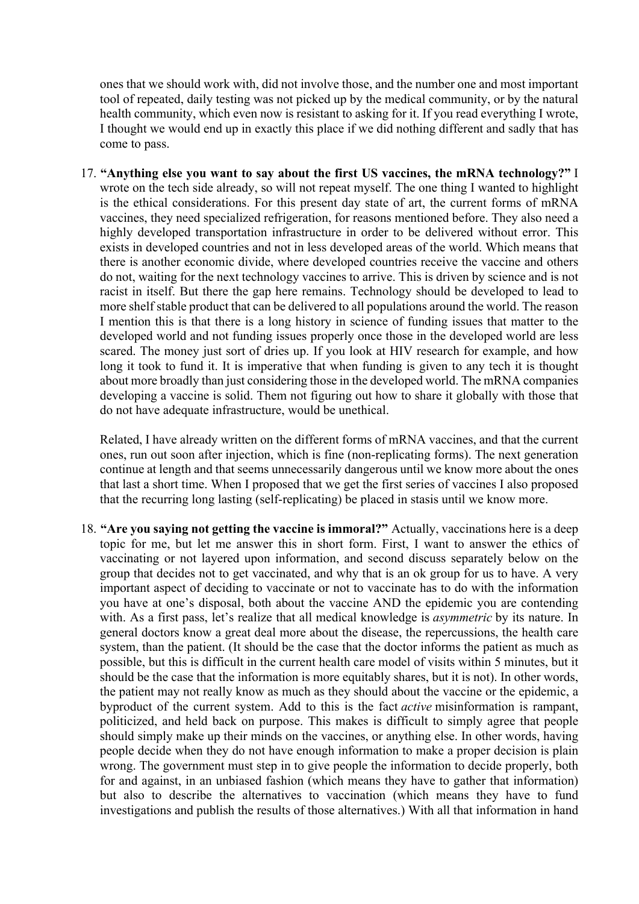ones that we should work with, did not involve those, and the number one and most important tool of repeated, daily testing was not picked up by the medical community, or by the natural health community, which even now is resistant to asking for it. If you read everything I wrote, I thought we would end up in exactly this place if we did nothing different and sadly that has come to pass.

17. **"Anything else you want to say about the first US vaccines, the mRNA technology?"** I wrote on the tech side already, so will not repeat myself. The one thing I wanted to highlight is the ethical considerations. For this present day state of art, the current forms of mRNA vaccines, they need specialized refrigeration, for reasons mentioned before. They also need a highly developed transportation infrastructure in order to be delivered without error. This exists in developed countries and not in less developed areas of the world. Which means that there is another economic divide, where developed countries receive the vaccine and others do not, waiting for the next technology vaccines to arrive. This is driven by science and is not racist in itself. But there the gap here remains. Technology should be developed to lead to more shelf stable product that can be delivered to all populations around the world. The reason I mention this is that there is a long history in science of funding issues that matter to the developed world and not funding issues properly once those in the developed world are less scared. The money just sort of dries up. If you look at HIV research for example, and how long it took to fund it. It is imperative that when funding is given to any tech it is thought about more broadly than just considering those in the developed world. The mRNA companies developing a vaccine is solid. Them not figuring out how to share it globally with those that do not have adequate infrastructure, would be unethical.

    Related, I have already written on the different forms of mRNA vaccines, and that the current ones, run out soon after injection, which is fine (non-replicating forms). The next generation continue at length and that seems unnecessarily dangerous until we know more about the ones that last a short time. When I proposed that we get the first series of vaccines I also proposed that the recurring long lasting (self-replicating) be placed in stasis until we know more.

18. **"Are you saying not getting the vaccine is immoral?"** Actually, vaccinations here is a deep topic for me, but let me answer this in short form. First, I want to answer the ethics of vaccinating or not layered upon information, and second discuss separately below on the group that decides not to get vaccinated, and why that is an ok group for us to have. A very important aspect of deciding to vaccinate or not to vaccinate has to do with the information you have at one's disposal, both about the vaccine AND the epidemic you are contending with. As a first pass, let's realize that all medical knowledge is *asymmetric* by its nature. In general doctors know a great deal more about the disease, the repercussions, the health care system, than the patient. (It should be the case that the doctor informs the patient as much as possible, but this is difficult in the current health care model of visits within 5 minutes, but it should be the case that the information is more equitably shares, but it is not). In other words, the patient may not really know as much as they should about the vaccine or the epidemic, a byproduct of the current system. Add to this is the fact *active* misinformation is rampant, politicized, and held back on purpose. This makes is difficult to simply agree that people should simply make up their minds on the vaccines, or anything else. In other words, having people decide when they do not have enough information to make a proper decision is plain wrong. The government must step in to give people the information to decide properly, both for and against, in an unbiased fashion (which means they have to gather that information) but also to describe the alternatives to vaccination (which means they have to fund investigations and publish the results of those alternatives.) With all that information in hand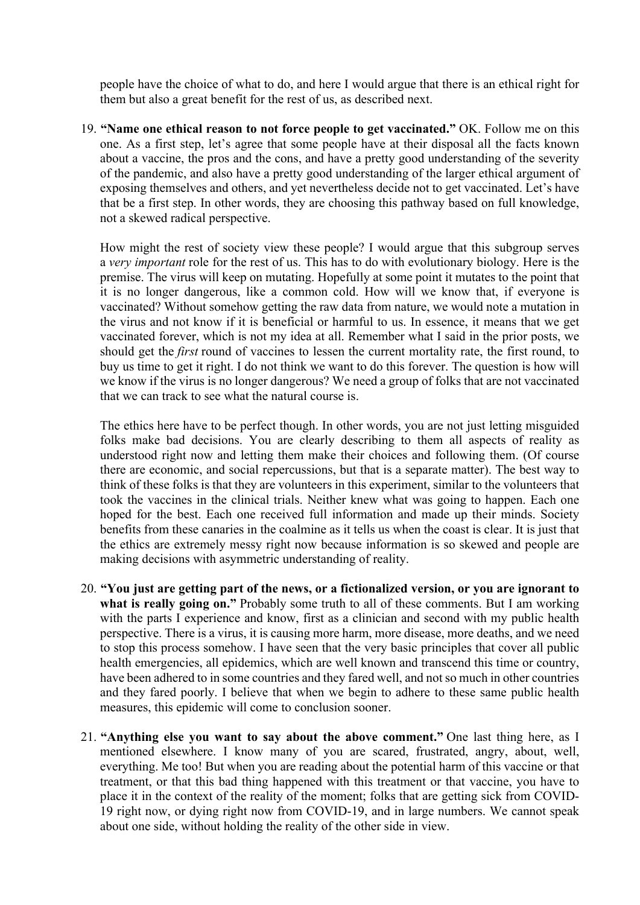people have the choice of what to do, and here I would argue that there is an ethical right for them but also a great benefit for the rest of us, as described next.

19. **"Name one ethical reason to not force people to get vaccinated."** OK. Follow me on this one. As a first step, let's agree that some people have at their disposal all the facts known about a vaccine, the pros and the cons, and have a pretty good understanding of the severity of the pandemic, and also have a pretty good understanding of the larger ethical argument of exposing themselves and others, and yet nevertheless decide not to get vaccinated. Let's have that be a first step. In other words, they are choosing this pathway based on full knowledge, not a skewed radical perspective.

    How might the rest of society view these people? I would argue that this subgroup serves a *very important* role for the rest of us. This has to do with evolutionary biology. Here is the premise. The virus will keep on mutating. Hopefully at some point it mutates to the point that it is no longer dangerous, like a common cold. How will we know that, if everyone is vaccinated? Without somehow getting the raw data from nature, we would note a mutation in the virus and not know if it is beneficial or harmful to us. In essence, it means that we get vaccinated forever, which is not my idea at all. Remember what I said in the prior posts, we should get the *first* round of vaccines to lessen the current mortality rate, the first round, to buy us time to get it right. I do not think we want to do this forever. The question is how will we know if the virus is no longer dangerous? We need a group of folks that are not vaccinated that we can track to see what the natural course is.

    The ethics here have to be perfect though. In other words, you are not just letting misguided folks make bad decisions. You are clearly describing to them all aspects of reality as understood right now and letting them make their choices and following them. (Of course there are economic, and social repercussions, but that is a separate matter). The best way to think of these folks is that they are volunteers in this experiment, similar to the volunteers that took the vaccines in the clinical trials. Neither knew what was going to happen. Each one hoped for the best. Each one received full information and made up their minds. Society benefits from these canaries in the coalmine as it tells us when the coast is clear. It is just that the ethics are extremely messy right now because information is so skewed and people are making decisions with asymmetric understanding of reality.

20. **"You just are getting part of the news, or a fictionalized version, or you are ignorant to what is really going on."** Probably some truth to all of these comments. But I am working with the parts I experience and know, first as a clinician and second with my public health perspective. There is a virus, it is causing more harm, more disease, more deaths, and we need to stop this process somehow. I have seen that the very basic principles that cover all public health emergencies, all epidemics, which are well known and transcend this time or country, have been adhered to in some countries and they fared well, and not so much in other countries and they fared poorly. I believe that when we begin to adhere to these same public health measures, this epidemic will come to conclusion sooner.

21. **"Anything else you want to say about the above comment."** One last thing here, as I mentioned elsewhere. I know many of you are scared, frustrated, angry, about, well, everything. Me too! But when you are reading about the potential harm of this vaccine or that treatment, or that this bad thing happened with this treatment or that vaccine, you have to place it in the context of the reality of the moment; folks that are getting sick from COVID-19 right now, or dying right now from COVID-19, and in large numbers. We cannot speak about one side, without holding the reality of the other side in view.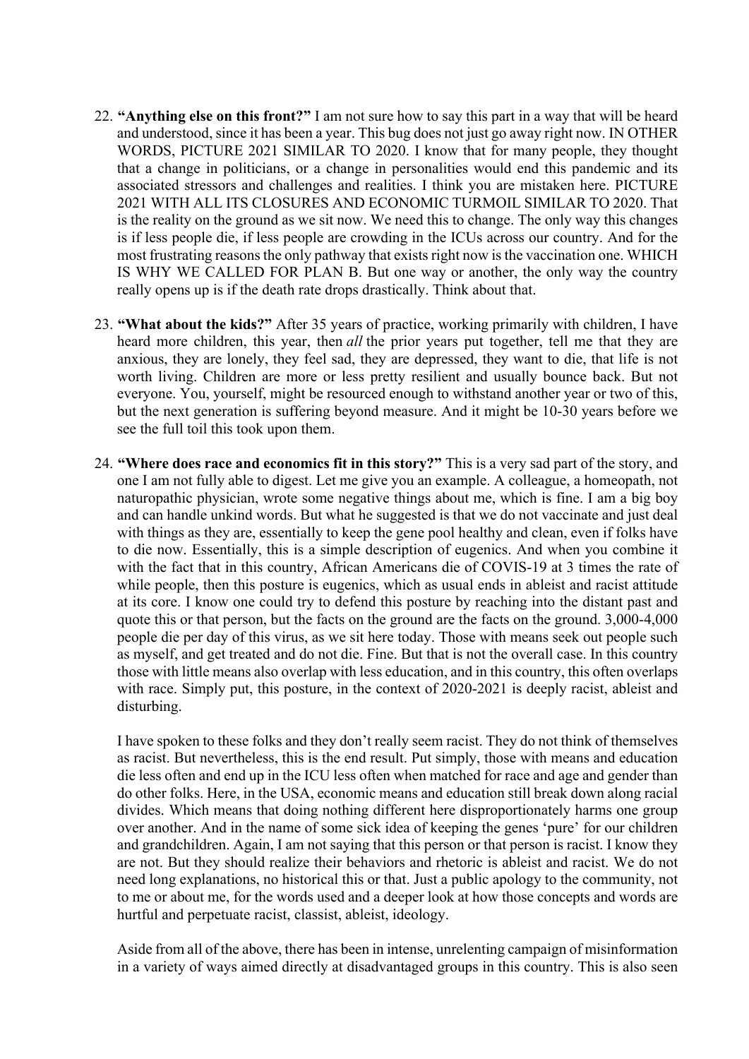22. **"Anything else on this front?"** I am not sure how to say this part in a way that will be heard and understood, since it has been a year. This bug does not just go away right now. IN OTHER WORDS, PICTURE 2021 SIMILAR TO 2020. I know that for many people, they thought that a change in politicians, or a change in personalities would end this pandemic and its associated stressors and challenges and realities. I think you are mistaken here. PICTURE 2021 WITH ALL ITS CLOSURES AND ECONOMIC TURMOIL SIMILAR TO 2020. That is the reality on the ground as we sit now. We need this to change. The only way this changes is if less people die, if less people are crowding in the ICUs across our country. And for the most frustrating reasons the only pathway that exists right now is the vaccination one. WHICH IS WHY WE CALLED FOR PLAN B. But one way or another, the only way the country really opens up is if the death rate drops drastically. Think about that.

23. **"What about the kids?"** After 35 years of practice, working primarily with children, I have heard more children, this year, then *all* the prior years put together, tell me that they are anxious, they are lonely, they feel sad, they are depressed, they want to die, that life is not worth living. Children are more or less pretty resilient and usually bounce back. But not everyone. You, yourself, might be resourced enough to withstand another year or two of this, but the next generation is suffering beyond measure. And it might be 10-30 years before we see the full toil this took upon them.

24. **"Where does race and economics fit in this story?"** This is a very sad part of the story, and one I am not fully able to digest. Let me give you an example. A colleague, a homeopath, not naturopathic physician, wrote some negative things about me, which is fine. I am a big boy and can handle unkind words. But what he suggested is that we do not vaccinate and just deal with things as they are, essentially to keep the gene pool healthy and clean, even if folks have to die now. Essentially, this is a simple description of eugenics. And when you combine it with the fact that in this country, African Americans die of COVIS-19 at 3 times the rate of while people, then this posture is eugenics, which as usual ends in ableist and racist attitude at its core. I know one could try to defend this posture by reaching into the distant past and quote this or that person, but the facts on the ground are the facts on the ground. 3,000-4,000 people die per day of this virus, as we sit here today. Those with means seek out people such as myself, and get treated and do not die. Fine. But that is not the overall case. In this country those with little means also overlap with less education, and in this country, this often overlaps with race. Simply put, this posture, in the context of 2020-2021 is deeply racist, ableist and disturbing.

    I have spoken to these folks and they don't really seem racist. They do not think of themselves as racist. But nevertheless, this is the end result. Put simply, those with means and education die less often and end up in the ICU less often when matched for race and age and gender than do other folks. Here, in the USA, economic means and education still break down along racial divides. Which means that doing nothing different here disproportionately harms one group over another. And in the name of some sick idea of keeping the genes 'pure' for our children and grandchildren. Again, I am not saying that this person or that person is racist. I know they are not. But they should realize their behaviors and rhetoric is ableist and racist. We do not need long explanations, no historical this or that. Just a public apology to the community, not to me or about me, for the words used and a deeper look at how those concepts and words are hurtful and perpetuate racist, classist, ableist, ideology.

    Aside from all of the above, there has been in intense, unrelenting campaign of misinformation in a variety of ways aimed directly at disadvantaged groups in this country. This is also seen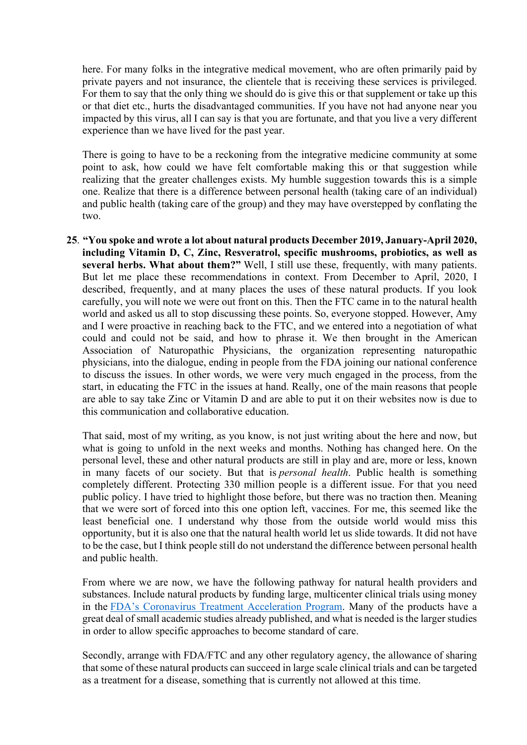here. For many folks in the integrative medical movement, who are often primarily paid by private payers and not insurance, the clientele that is receiving these services is privileged. For them to say that the only thing we should do is give this or that supplement or take up this or that diet etc., hurts the disadvantaged communities. If you have not had anyone near you impacted by this virus, all I can say is that you are fortunate, and that you live a very different experience than we have lived for the past year.

There is going to have to be a reckoning from the integrative medicine community at some point to ask, how could we have felt comfortable making this or that suggestion while realizing that the greater challenges exists. My humble suggestion towards this is a simple one. Realize that there is a difference between personal health (taking care of an individual) and public health (taking care of the group) and they may have overstepped by conflating the two.

25. **"You spoke and wrote a lot about natural products December 2019, January-April 2020, including Vitamin D, C, Zinc, Resveratrol, specific mushrooms, probiotics, as well as several herbs. What about them?"** Well, I still use these, frequently, with many patients. But let me place these recommendations in context. From December to April, 2020, I described, frequently, and at many places the uses of these natural products. If you look carefully, you will note we were out front on this. Then the FTC came in to the natural health world and asked us all to stop discussing these points. So, everyone stopped. However, Amy and I were proactive in reaching back to the FTC, and we entered into a negotiation of what could and could not be said, and how to phrase it. We then brought in the American Association of Naturopathic Physicians, the organization representing naturopathic physicians, into the dialogue, ending in people from the FDA joining our national conference to discuss the issues. In other words, we were very much engaged in the process, from the start, in educating the FTC in the issues at hand. Really, one of the main reasons that people are able to say take Zinc or Vitamin D and are able to put it on their websites now is due to this communication and collaborative education.

    That said, most of my writing, as you know, is not just writing about the here and now, but what is going to unfold in the next weeks and months. Nothing has changed here. On the personal level, these and other natural products are still in play and are, more or less, known in many facets of our society. But that is *personal health*. Public health is something completely different. Protecting 330 million people is a different issue. For that you need public policy. I have tried to highlight those before, but there was no traction then. Meaning that we were sort of forced into this one option left, vaccines. For me, this seemed like the least beneficial one. I understand why those from the outside world would miss this opportunity, but it is also one that the natural health world let us slide towards. It did not have to be the case, but I think people still do not understand the difference between personal health and public health.

    From where we are now, we have the following pathway for natural health providers and substances. Include natural products by funding large, multicenter clinical trials using money in the FDA's Coronavirus Treatment Acceleration Program. Many of the products have a great deal of small academic studies already published, and what is needed is the larger studies in order to allow specific approaches to become standard of care.

    Secondly, arrange with FDA/FTC and any other regulatory agency, the allowance of sharing that some of these natural products can succeed in large scale clinical trials and can be targeted as a treatment for a disease, something that is currently not allowed at this time.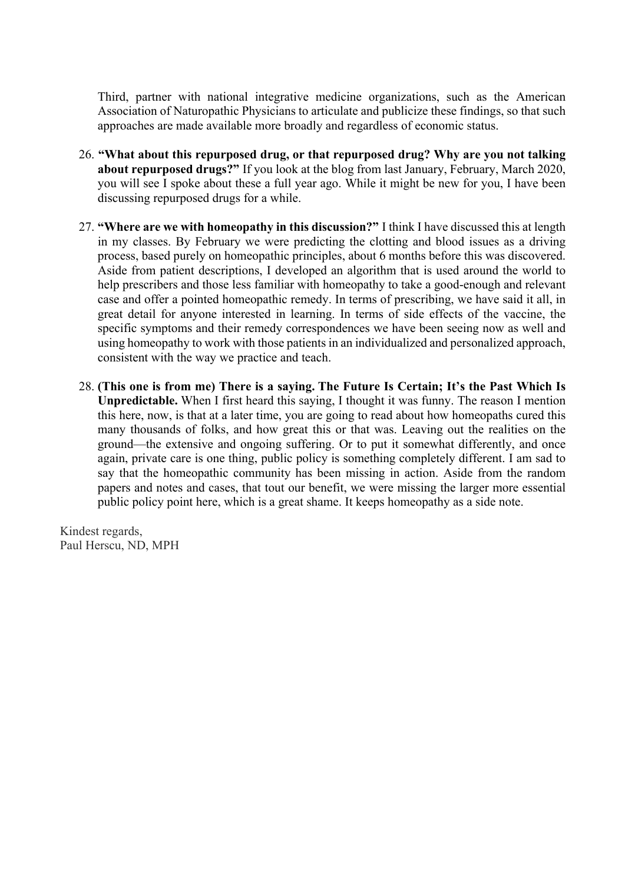Third, partner with national integrative medicine organizations, such as the American Association of Naturopathic Physicians to articulate and publicize these findings, so that such approaches are made available more broadly and regardless of economic status.

26. **"What about this repurposed drug, or that repurposed drug? Why are you not talking about repurposed drugs?"** If you look at the blog from last January, February, March 2020, you will see I spoke about these a full year ago. While it might be new for you, I have been discussing repurposed drugs for a while.

27. **"Where are we with homeopathy in this discussion?"** I think I have discussed this at length in my classes. By February we were predicting the clotting and blood issues as a driving process, based purely on homeopathic principles, about 6 months before this was discovered. Aside from patient descriptions, I developed an algorithm that is used around the world to help prescribers and those less familiar with homeopathy to take a good-enough and relevant case and offer a pointed homeopathic remedy. In terms of prescribing, we have said it all, in great detail for anyone interested in learning. In terms of side effects of the vaccine, the specific symptoms and their remedy correspondences we have been seeing now as well and using homeopathy to work with those patients in an individualized and personalized approach, consistent with the way we practice and teach.

28. **(This one is from me) There is a saying. The Future Is Certain; It's the Past Which Is Unpredictable.** When I first heard this saying, I thought it was funny. The reason I mention this here, now, is that at a later time, you are going to read about how homeopaths cured this many thousands of folks, and how great this or that was. Leaving out the realities on the ground—the extensive and ongoing suffering. Or to put it somewhat differently, and once again, private care is one thing, public policy is something completely different. I am sad to say that the homeopathic community has been missing in action. Aside from the random papers and notes and cases, that tout our benefit, we were missing the larger more essential public policy point here, which is a great shame. It keeps homeopathy as a side note.

Kindest regards,
Paul Herscu, ND, MPH